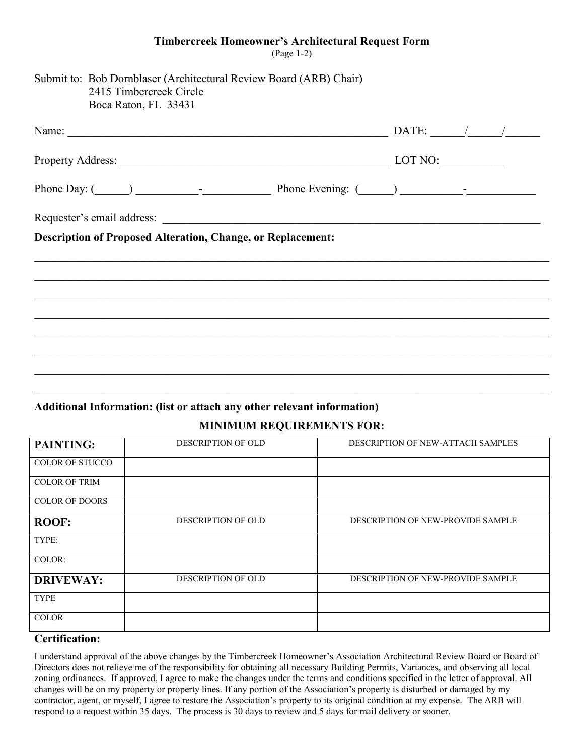# Timbercreek Homeowner's Architectural Request Form

(Page 1-2)

Submit to: Bob Dornblaser (Architectural Review Board (ARB) Chair)
2415 Timbercreek Circle
Boca Raton, FL 33431

Name: ___________________________________________________________ DATE: ______/______/______

Property Address: ________________________________________________ LOT NO: ___________

Phone Day: (______) ___________-____________ Phone Evening: (______) ___________-____________

Requester's email address: ____________________________________________________________________

**Description of Proposed Alteration, Change, or Replacement:**

______________________________________________________________________________________

______________________________________________________________________________________

______________________________________________________________________________________

______________________________________________________________________________________

______________________________________________________________________________________

______________________________________________________________________________________

______________________________________________________________________________________

______________________________________________________________________________________

**Additional Information: (list or attach any other relevant information)**

**MINIMUM REQUIREMENTS FOR:**

| **PAINTING:** | DESCRIPTION OF OLD | DESCRIPTION OF NEW-ATTACH SAMPLES |
|---|---|---|
| COLOR OF STUCCO | | |
| COLOR OF TRIM | | |
| COLOR OF DOORS | | |
| **ROOF:** | DESCRIPTION OF OLD | DESCRIPTION OF NEW-PROVIDE SAMPLE |
| TYPE: | | |
| COLOR: | | |
| **DRIVEWAY:** | DESCRIPTION OF OLD | DESCRIPTION OF NEW-PROVIDE SAMPLE |
| TYPE | | |
| COLOR | | |

**Certification:**

I understand approval of the above changes by the Timbercreek Homeowner's Association Architectural Review Board or Board of Directors does not relieve me of the responsibility for obtaining all necessary Building Permits, Variances, and observing all local zoning ordinances. If approved, I agree to make the changes under the terms and conditions specified in the letter of approval. All changes will be on my property or property lines. If any portion of the Association's property is disturbed or damaged by my contractor, agent, or myself, I agree to restore the Association's property to its original condition at my expense. The ARB will respond to a request within 35 days. The process is 30 days to review and 5 days for mail delivery or sooner.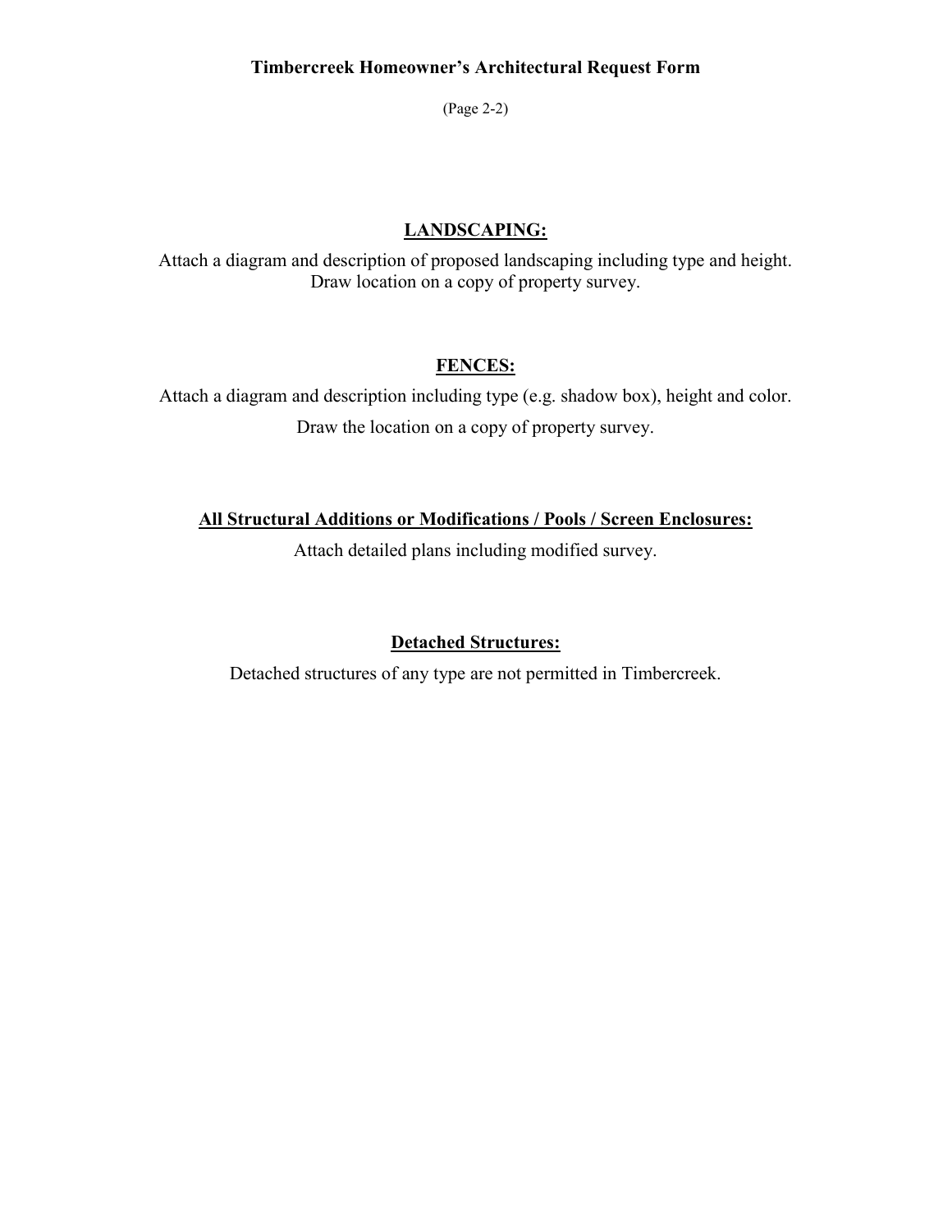# Timbercreek Homeowner's Architectural Request Form

(Page 2-2)

## LANDSCAPING:

Attach a diagram and description of proposed landscaping including type and height. Draw location on a copy of property survey.

## FENCES:

Attach a diagram and description including type (e.g. shadow box), height and color.

Draw the location on a copy of property survey.

## All Structural Additions or Modifications / Pools / Screen Enclosures:

Attach detailed plans including modified survey.

## Detached Structures:

Detached structures of any type are not permitted in Timbercreek.